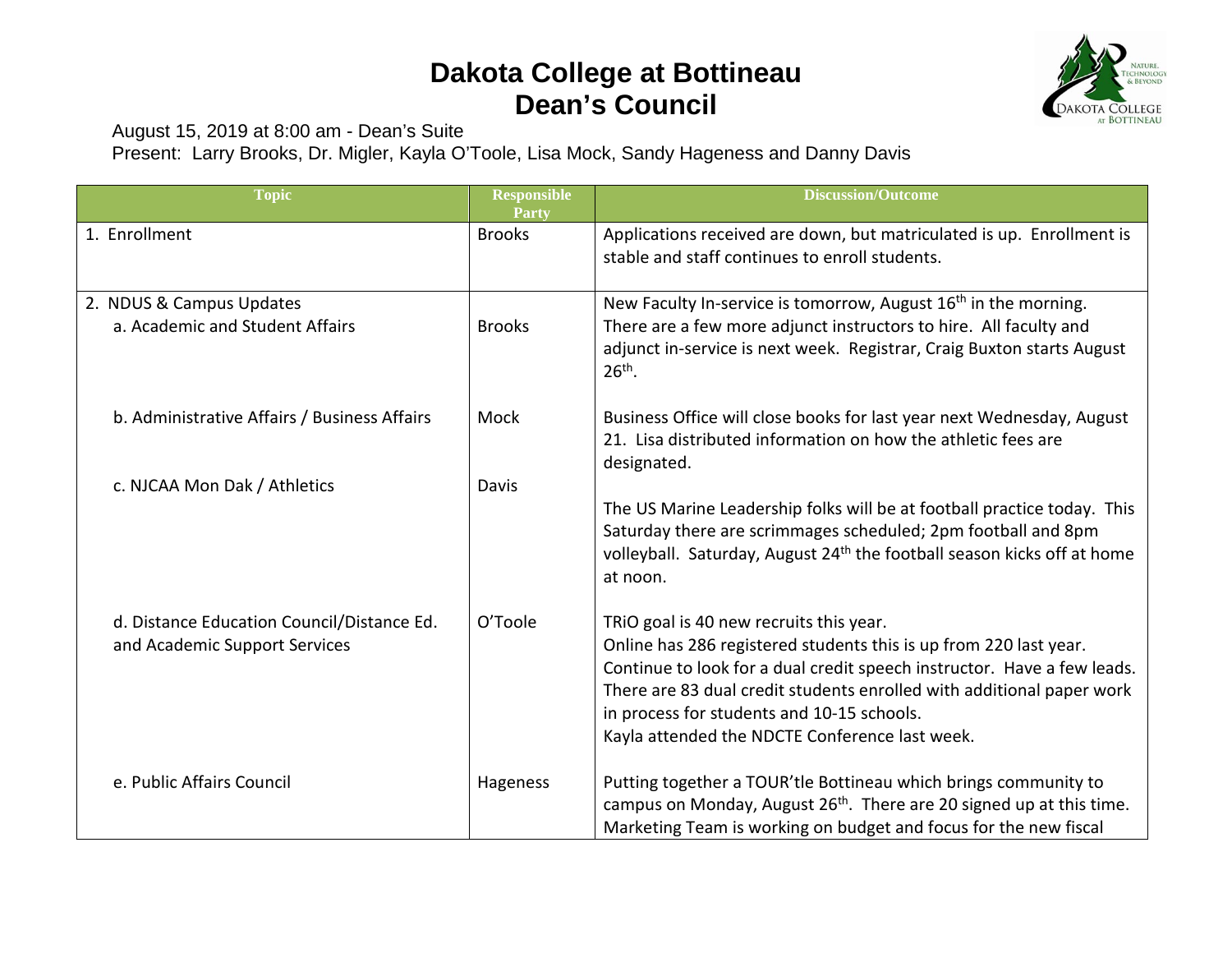# Dakota College at Bottineau
# Dean's Council

August 15, 2019 at 8:00 am - Dean's Suite
Present: Larry Brooks, Dr. Migler, Kayla O'Toole, Lisa Mock, Sandy Hageness and Danny Davis

| Topic | Responsible Party | Discussion/Outcome |
|---|---|---|
| 1. Enrollment | Brooks | Applications received are down, but matriculated is up. Enrollment is stable and staff continues to enroll students. |
| 2. NDUS & Campus Updates<br>a. Academic and Student Affairs | Brooks | New Faculty In-service is tomorrow, August 16th in the morning. There are a few more adjunct instructors to hire. All faculty and adjunct in-service is next week. Registrar, Craig Buxton starts August 26th. |
| b. Administrative Affairs / Business Affairs | Mock | Business Office will close books for last year next Wednesday, August 21. Lisa distributed information on how the athletic fees are designated. |
| c. NJCAA Mon Dak / Athletics | Davis | The US Marine Leadership folks will be at football practice today. This Saturday there are scrimmages scheduled; 2pm football and 8pm volleyball. Saturday, August 24th the football season kicks off at home at noon. |
| d. Distance Education Council/Distance Ed. and Academic Support Services | O'Toole | TRiO goal is 40 new recruits this year.<br>Online has 286 registered students this is up from 220 last year.<br>Continue to look for a dual credit speech instructor. Have a few leads. There are 83 dual credit students enrolled with additional paper work in process for students and 10-15 schools.<br>Kayla attended the NDCTE Conference last week. |
| e. Public Affairs Council | Hageness | Putting together a TOUR'tle Bottineau which brings community to campus on Monday, August 26th. There are 20 signed up at this time. Marketing Team is working on budget and focus for the new fiscal |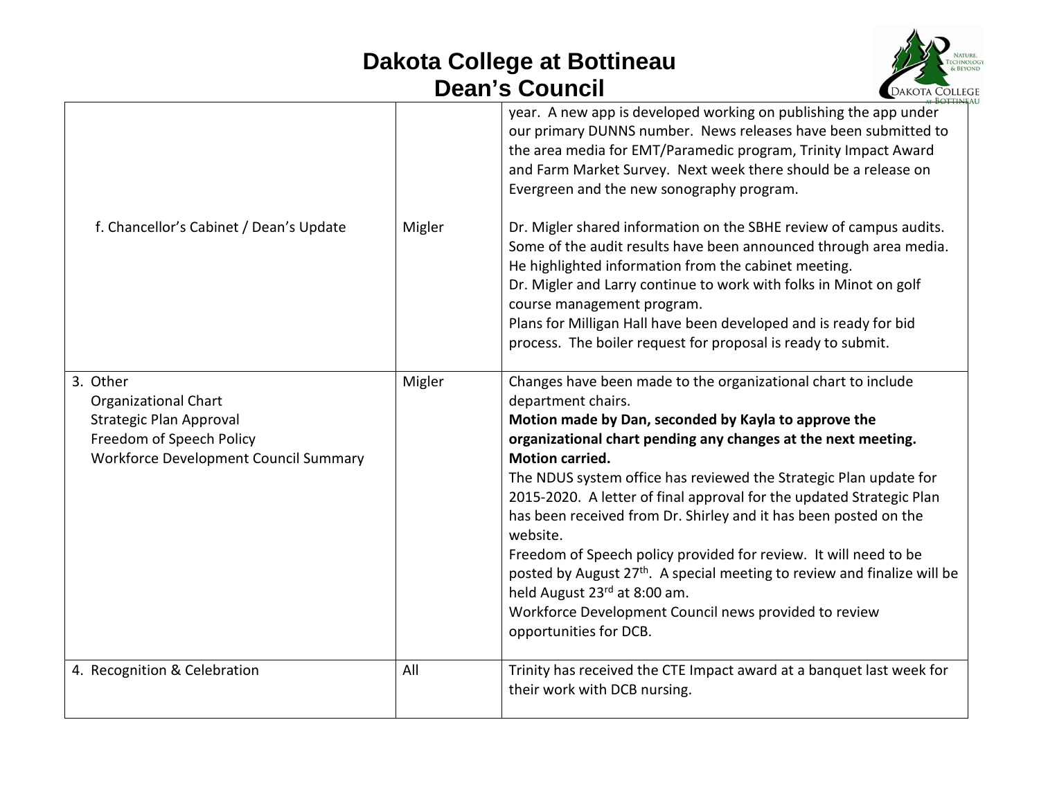# Dakota College at Bottineau
## Dean's Council

| | | |
|---|---|---|
| f. Chancellor's Cabinet / Dean's Update | Migler | year. A new app is developed working on publishing the app under our primary DUNNS number. News releases have been submitted to the area media for EMT/Paramedic program, Trinity Impact Award and Farm Market Survey. Next week there should be a release on Evergreen and the new sonography program.<br><br>Dr. Migler shared information on the SBHE review of campus audits. Some of the audit results have been announced through area media. He highlighted information from the cabinet meeting.<br>Dr. Migler and Larry continue to work with folks in Minot on golf course management program.<br>Plans for Milligan Hall have been developed and is ready for bid process. The boiler request for proposal is ready to submit. |
| 3. Other<br>Organizational Chart<br>Strategic Plan Approval<br>Freedom of Speech Policy<br>Workforce Development Council Summary | Migler | Changes have been made to the organizational chart to include department chairs.<br>**Motion made by Dan, seconded by Kayla to approve the organizational chart pending any changes at the next meeting. Motion carried.**<br>The NDUS system office has reviewed the Strategic Plan update for 2015-2020. A letter of final approval for the updated Strategic Plan has been received from Dr. Shirley and it has been posted on the website.<br>Freedom of Speech policy provided for review. It will need to be posted by August 27th. A special meeting to review and finalize will be held August 23rd at 8:00 am.<br>Workforce Development Council news provided to review opportunities for DCB. |
| 4. Recognition & Celebration | All | Trinity has received the CTE Impact award at a banquet last week for their work with DCB nursing. |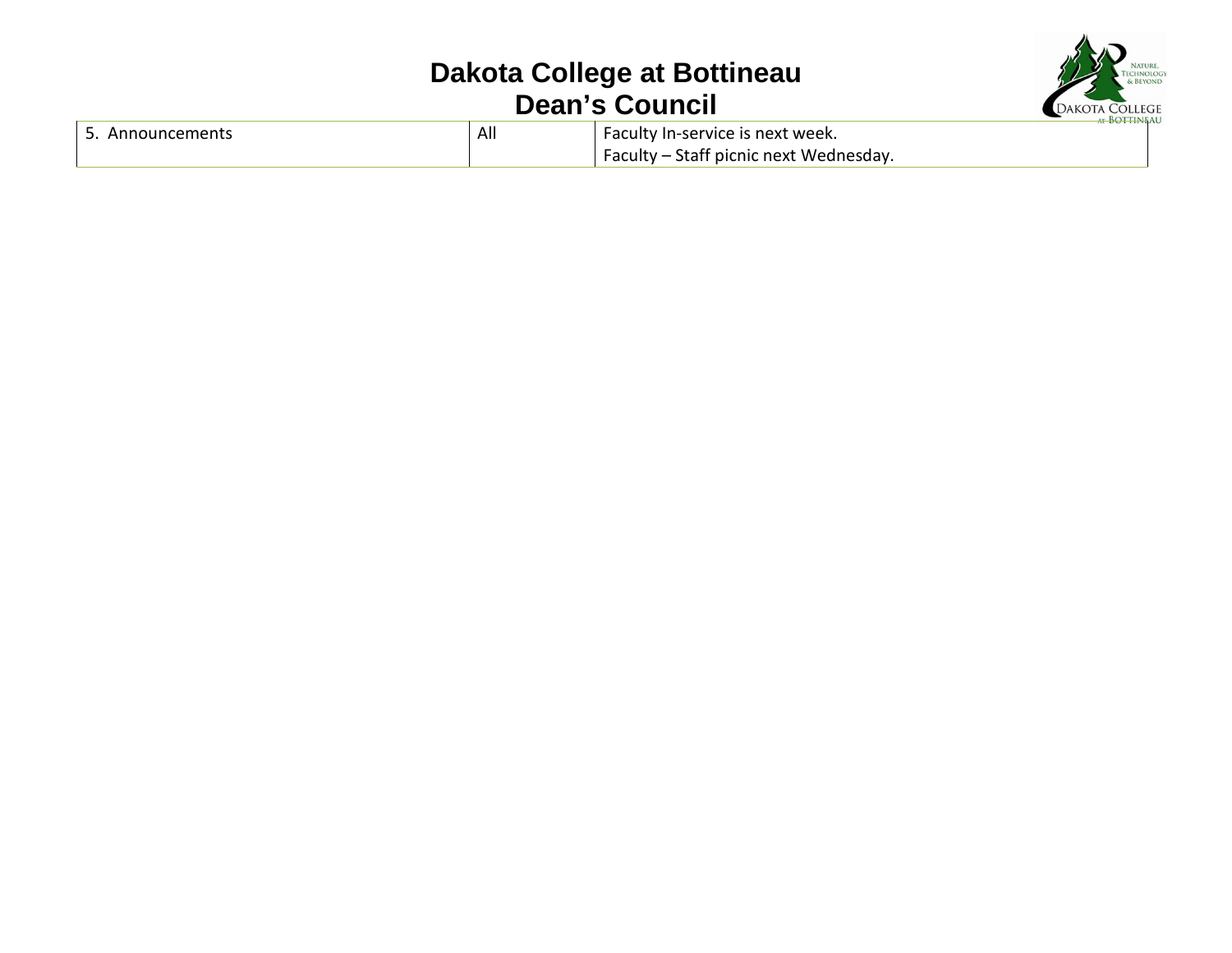| | | |
|---|---|---|
| 5. Announcements | All | Faculty In-service is next week.<br>Faculty – Staff picnic next Wednesday. |